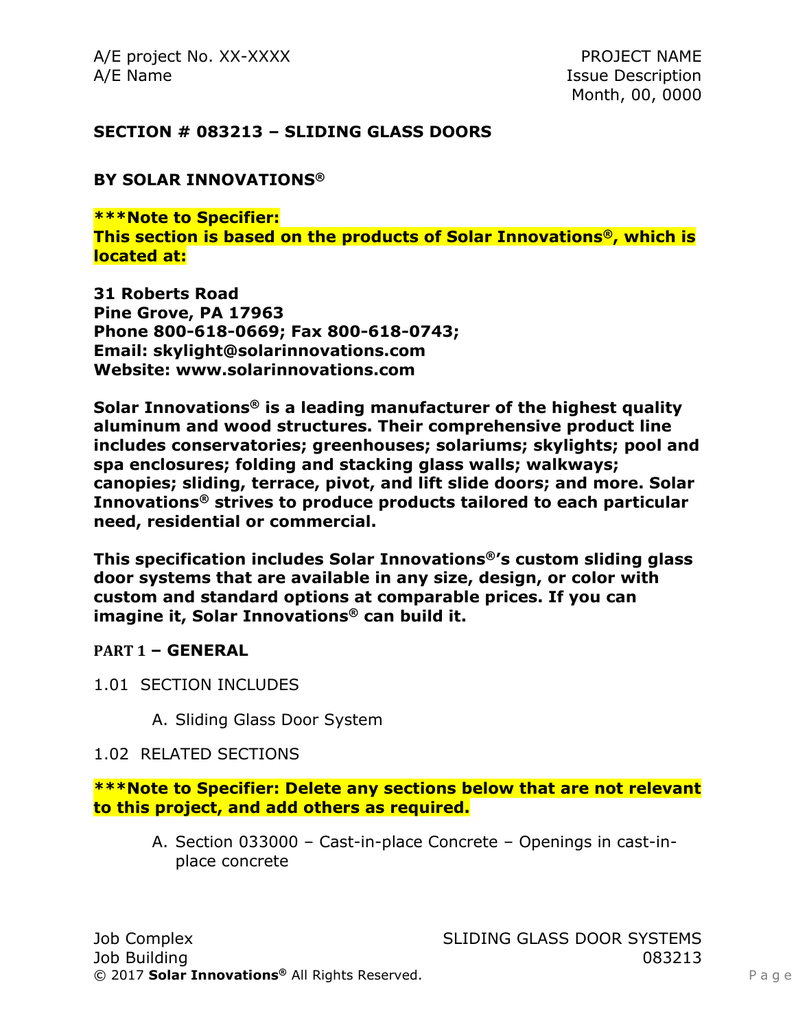A/E project No. XX-XXXX
A/E Name

PROJECT NAME
Issue Description
Month, 00, 0000

## SECTION # 083213 – SLIDING GLASS DOORS

**BY SOLAR INNOVATIONS®**

**\*\*\*Note to Specifier:**
**This section is based on the products of Solar Innovations®, which is located at:**

**31 Roberts Road**
**Pine Grove, PA 17963**
**Phone 800-618-0669; Fax 800-618-0743;**
**Email: skylight@solarinnovations.com**
**Website: www.solarinnovations.com**

**Solar Innovations® is a leading manufacturer of the highest quality aluminum and wood structures. Their comprehensive product line includes conservatories; greenhouses; solariums; skylights; pool and spa enclosures; folding and stacking glass walls; walkways; canopies; sliding, terrace, pivot, and lift slide doors; and more. Solar Innovations® strives to produce products tailored to each particular need, residential or commercial.**

**This specification includes Solar Innovations®'s custom sliding glass door systems that are available in any size, design, or color with custom and standard options at comparable prices. If you can imagine it, Solar Innovations® can build it.**

### PART 1 – GENERAL

1.01 SECTION INCLUDES

A. Sliding Glass Door System

1.02 RELATED SECTIONS

**\*\*\*Note to Specifier: Delete any sections below that are not relevant to this project, and add others as required.**

A. Section 033000 – Cast-in-place Concrete – Openings in cast-in-place concrete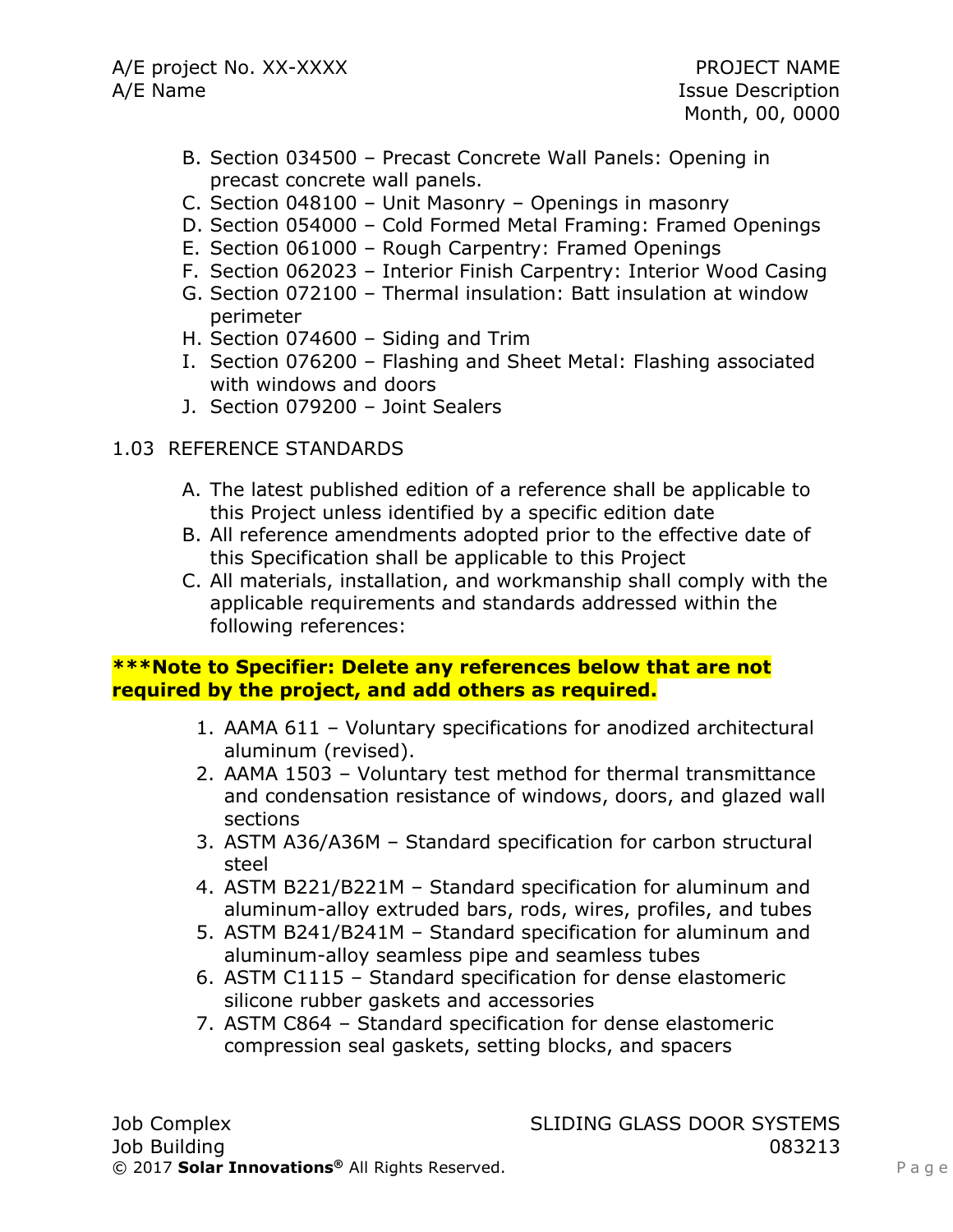B. Section 034500 – Precast Concrete Wall Panels: Opening in precast concrete wall panels.
C. Section 048100 – Unit Masonry – Openings in masonry
D. Section 054000 – Cold Formed Metal Framing: Framed Openings
E. Section 061000 – Rough Carpentry: Framed Openings
F. Section 062023 – Interior Finish Carpentry: Interior Wood Casing
G. Section 072100 – Thermal insulation: Batt insulation at window perimeter
H. Section 074600 – Siding and Trim
I. Section 076200 – Flashing and Sheet Metal: Flashing associated with windows and doors
J. Section 079200 – Joint Sealers

1.03 REFERENCE STANDARDS

A. The latest published edition of a reference shall be applicable to this Project unless identified by a specific edition date
B. All reference amendments adopted prior to the effective date of this Specification shall be applicable to this Project
C. All materials, installation, and workmanship shall comply with the applicable requirements and standards addressed within the following references:

**\*\*\*Note to Specifier: Delete any references below that are not required by the project, and add others as required.**

1. AAMA 611 – Voluntary specifications for anodized architectural aluminum (revised).
2. AAMA 1503 – Voluntary test method for thermal transmittance and condensation resistance of windows, doors, and glazed wall sections
3. ASTM A36/A36M – Standard specification for carbon structural steel
4. ASTM B221/B221M – Standard specification for aluminum and aluminum-alloy extruded bars, rods, wires, profiles, and tubes
5. ASTM B241/B241M – Standard specification for aluminum and aluminum-alloy seamless pipe and seamless tubes
6. ASTM C1115 – Standard specification for dense elastomeric silicone rubber gaskets and accessories
7. ASTM C864 – Standard specification for dense elastomeric compression seal gaskets, setting blocks, and spacers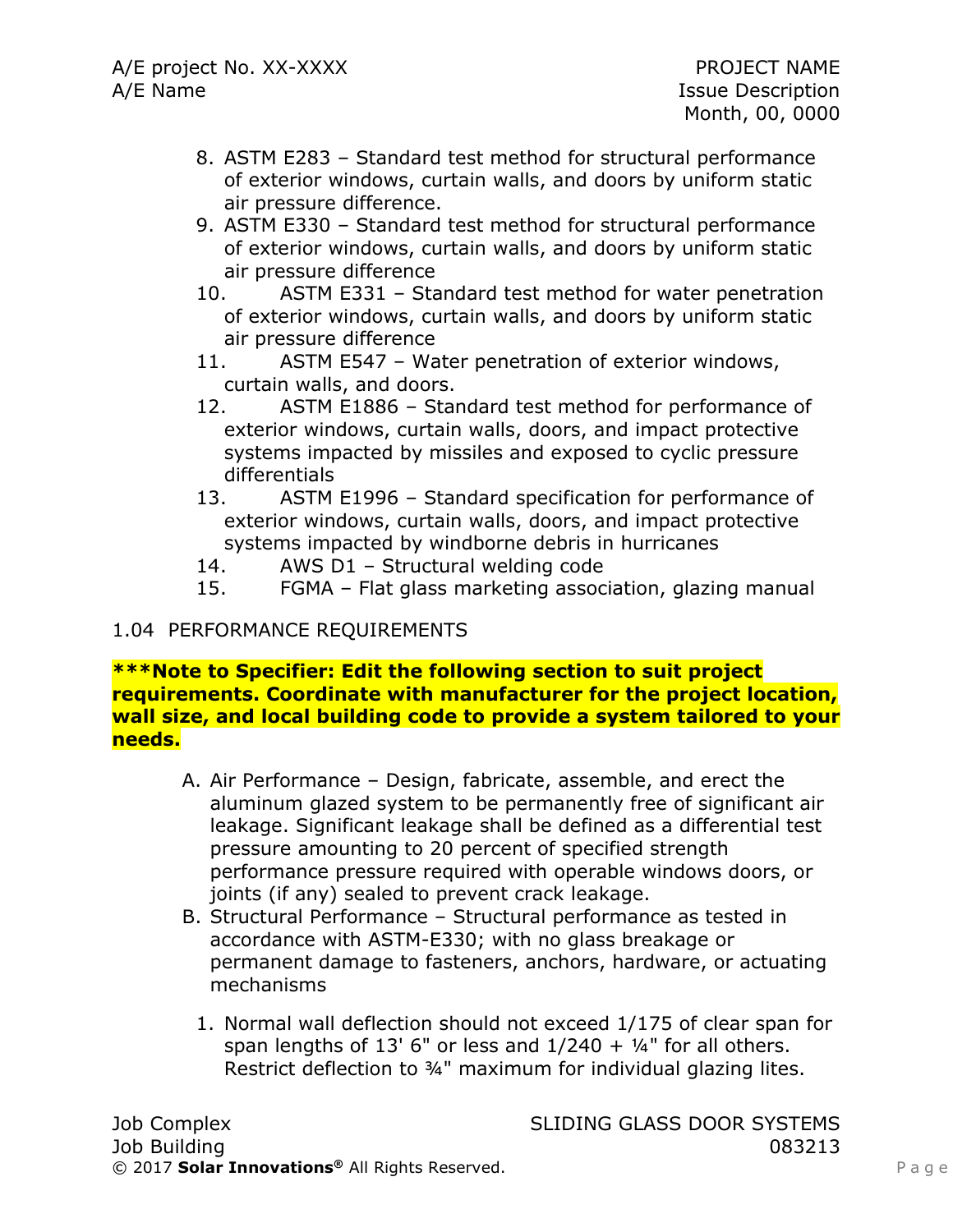8. ASTM E283 – Standard test method for structural performance of exterior windows, curtain walls, and doors by uniform static air pressure difference.
9. ASTM E330 – Standard test method for structural performance of exterior windows, curtain walls, and doors by uniform static air pressure difference
10. ASTM E331 – Standard test method for water penetration of exterior windows, curtain walls, and doors by uniform static air pressure difference
11. ASTM E547 – Water penetration of exterior windows, curtain walls, and doors.
12. ASTM E1886 – Standard test method for performance of exterior windows, curtain walls, doors, and impact protective systems impacted by missiles and exposed to cyclic pressure differentials
13. ASTM E1996 – Standard specification for performance of exterior windows, curtain walls, doors, and impact protective systems impacted by windborne debris in hurricanes
14. AWS D1 – Structural welding code
15. FGMA – Flat glass marketing association, glazing manual

## 1.04 PERFORMANCE REQUIREMENTS

**\*\*\*Note to Specifier: Edit the following section to suit project requirements. Coordinate with manufacturer for the project location, wall size, and local building code to provide a system tailored to your needs.**

A. Air Performance – Design, fabricate, assemble, and erect the aluminum glazed system to be permanently free of significant air leakage. Significant leakage shall be defined as a differential test pressure amounting to 20 percent of specified strength performance pressure required with operable windows doors, or joints (if any) sealed to prevent crack leakage.
B. Structural Performance – Structural performance as tested in accordance with ASTM-E330; with no glass breakage or permanent damage to fasteners, anchors, hardware, or actuating mechanisms
   1. Normal wall deflection should not exceed 1/175 of clear span for span lengths of 13' 6" or less and 1/240 + ¼" for all others. Restrict deflection to ¾" maximum for individual glazing lites.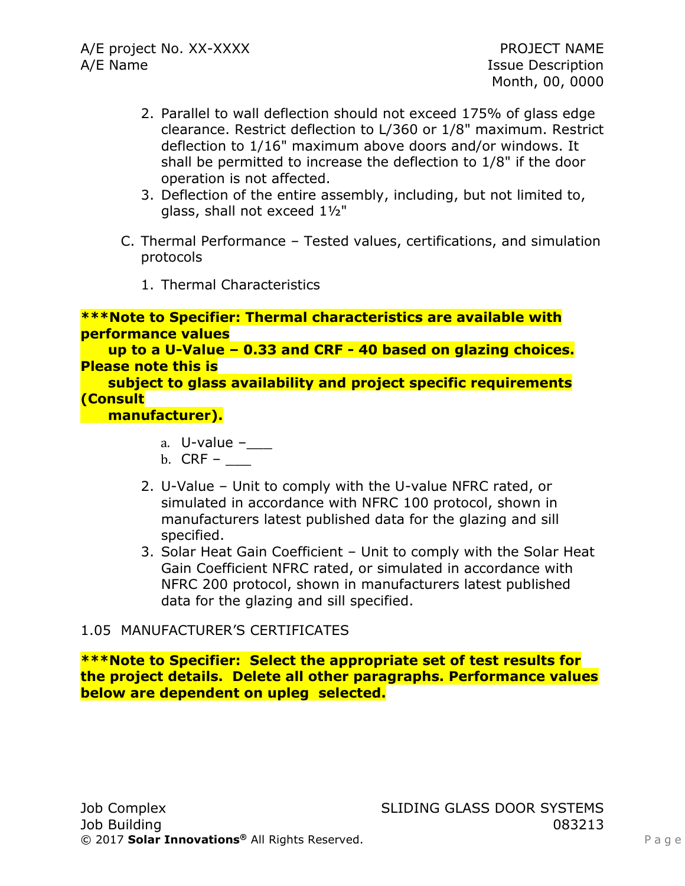2. Parallel to wall deflection should not exceed 175% of glass edge clearance. Restrict deflection to L/360 or 1/8" maximum. Restrict deflection to 1/16" maximum above doors and/or windows. It shall be permitted to increase the deflection to 1/8" if the door operation is not affected.
3. Deflection of the entire assembly, including, but not limited to, glass, shall not exceed 1½"

C. Thermal Performance – Tested values, certifications, and simulation protocols

1. Thermal Characteristics

**\*\*\*Note to Specifier: Thermal characteristics are available with performance values up to a U-Value – 0.33 and CRF - 40 based on glazing choices. Please note this is subject to glass availability and project specific requirements (Consult manufacturer).**

a. U-value –___
b. CRF – ___

2. U-Value – Unit to comply with the U-value NFRC rated, or simulated in accordance with NFRC 100 protocol, shown in manufacturers latest published data for the glazing and sill specified.
3. Solar Heat Gain Coefficient – Unit to comply with the Solar Heat Gain Coefficient NFRC rated, or simulated in accordance with NFRC 200 protocol, shown in manufacturers latest published data for the glazing and sill specified.

1.05 MANUFACTURER'S CERTIFICATES

**\*\*\*Note to Specifier: Select the appropriate set of test results for the project details. Delete all other paragraphs. Performance values below are dependent on upleg selected.**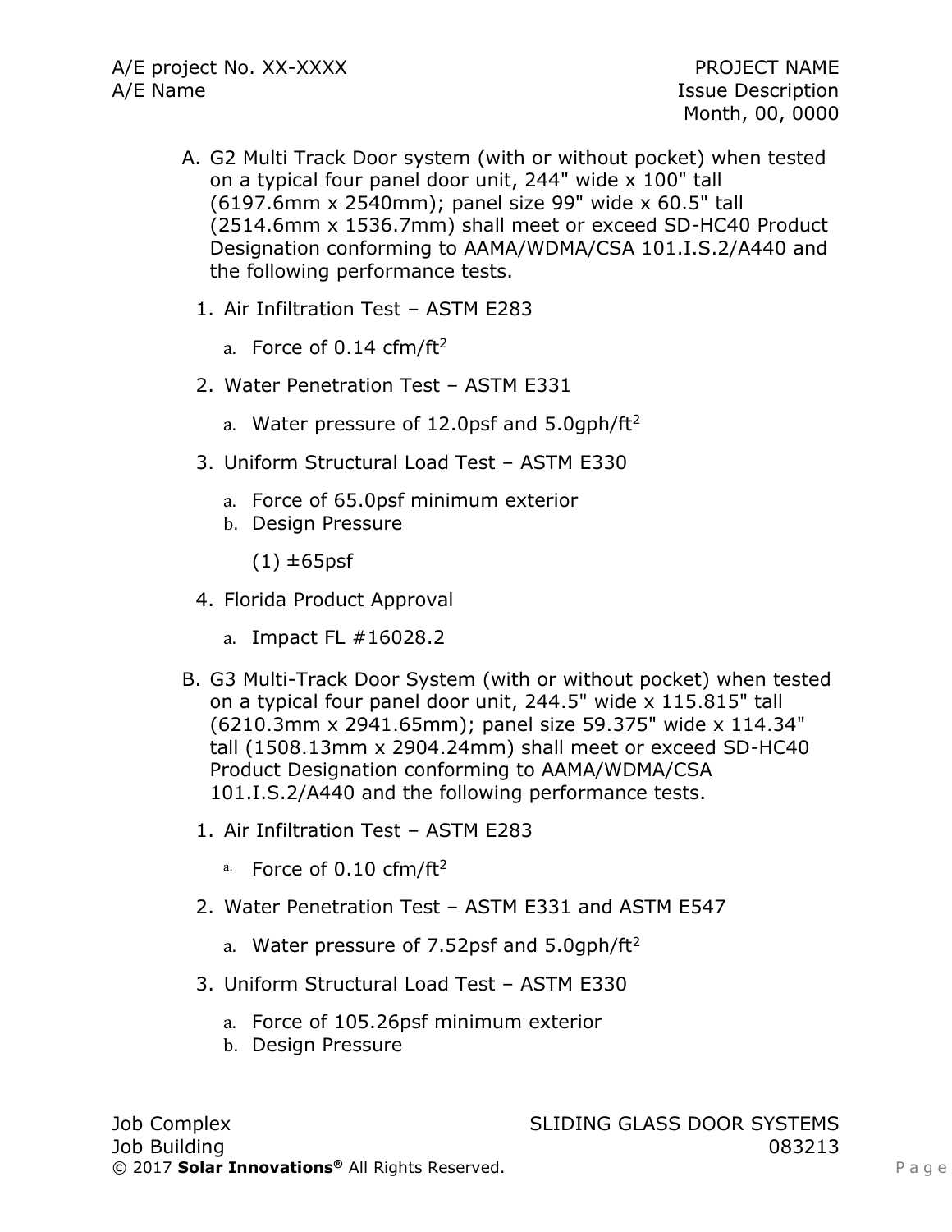A. G2 Multi Track Door system (with or without pocket) when tested on a typical four panel door unit, 244" wide x 100" tall (6197.6mm x 2540mm); panel size 99" wide x 60.5" tall (2514.6mm x 1536.7mm) shall meet or exceed SD-HC40 Product Designation conforming to AAMA/WDMA/CSA 101.I.S.2/A440 and the following performance tests.

1. Air Infiltration Test – ASTM E283
   a. Force of 0.14 cfm/ft$^2$
2. Water Penetration Test – ASTM E331
   a. Water pressure of 12.0psf and 5.0gph/ft$^2$
3. Uniform Structural Load Test – ASTM E330
   a. Force of 65.0psf minimum exterior
   b. Design Pressure
      (1) ±65psf
4. Florida Product Approval
   a. Impact FL #16028.2

B. G3 Multi-Track Door System (with or without pocket) when tested on a typical four panel door unit, 244.5" wide x 115.815" tall (6210.3mm x 2941.65mm); panel size 59.375" wide x 114.34" tall (1508.13mm x 2904.24mm) shall meet or exceed SD-HC40 Product Designation conforming to AAMA/WDMA/CSA 101.I.S.2/A440 and the following performance tests.

1. Air Infiltration Test – ASTM E283
   a. Force of 0.10 cfm/ft$^2$
2. Water Penetration Test – ASTM E331 and ASTM E547
   a. Water pressure of 7.52psf and 5.0gph/ft$^2$
3. Uniform Structural Load Test – ASTM E330
   a. Force of 105.26psf minimum exterior
   b. Design Pressure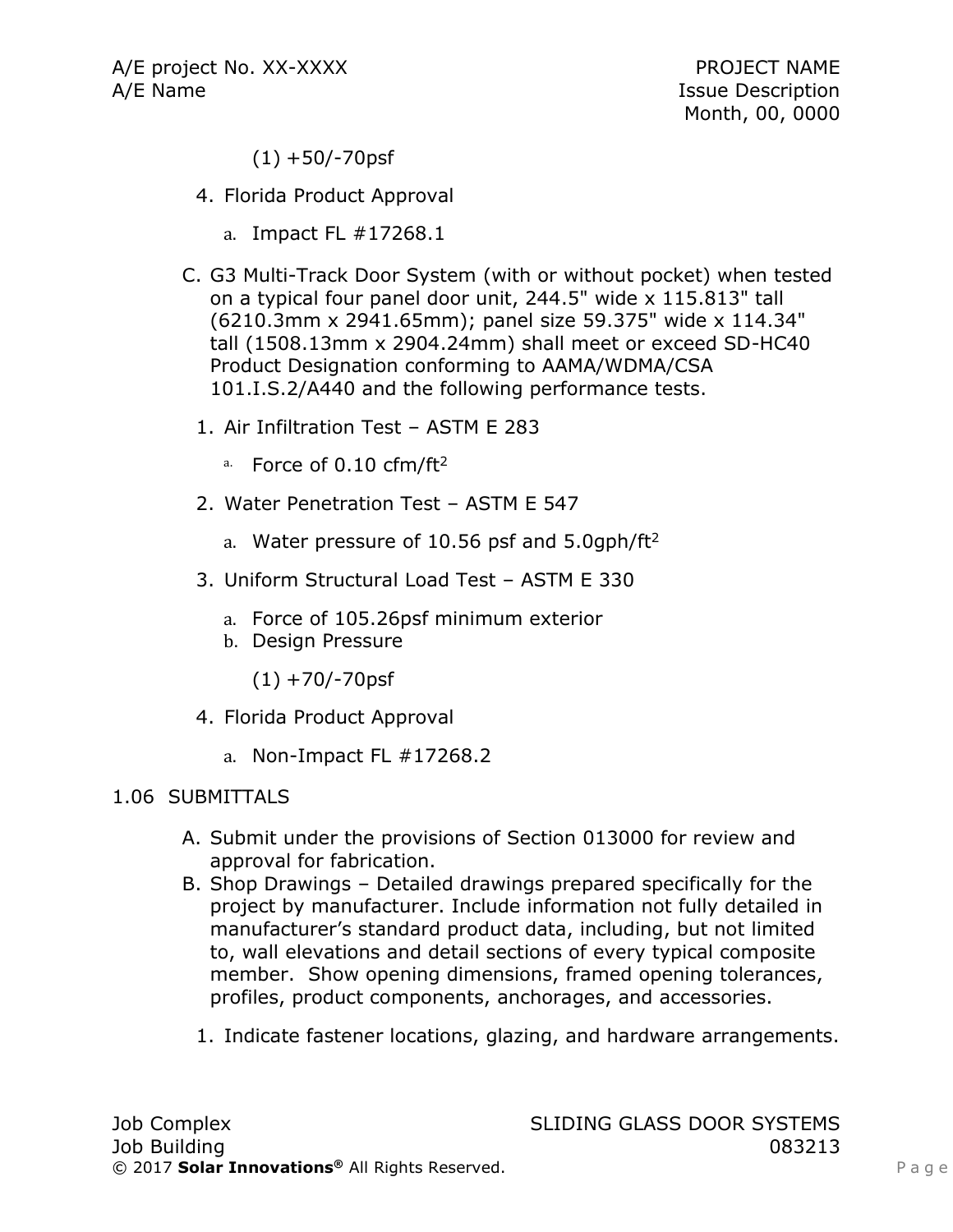(1) +50/-70psf

4. Florida Product Approval

   a. Impact FL #17268.1

C. G3 Multi-Track Door System (with or without pocket) when tested on a typical four panel door unit, 244.5" wide x 115.813" tall (6210.3mm x 2941.65mm); panel size 59.375" wide x 114.34" tall (1508.13mm x 2904.24mm) shall meet or exceed SD-HC40 Product Designation conforming to AAMA/WDMA/CSA 101.I.S.2/A440 and the following performance tests.

1. Air Infiltration Test – ASTM E 283

   a. Force of 0.10 cfm/ft$^2$

2. Water Penetration Test – ASTM E 547

   a. Water pressure of 10.56 psf and 5.0gph/ft$^2$

3. Uniform Structural Load Test – ASTM E 330

   a. Force of 105.26psf minimum exterior
   b. Design Pressure

      (1) +70/-70psf

4. Florida Product Approval

   a. Non-Impact FL #17268.2

## 1.06 SUBMITTALS

A. Submit under the provisions of Section 013000 for review and approval for fabrication.

B. Shop Drawings – Detailed drawings prepared specifically for the project by manufacturer. Include information not fully detailed in manufacturer's standard product data, including, but not limited to, wall elevations and detail sections of every typical composite member. Show opening dimensions, framed opening tolerances, profiles, product components, anchorages, and accessories.

1. Indicate fastener locations, glazing, and hardware arrangements.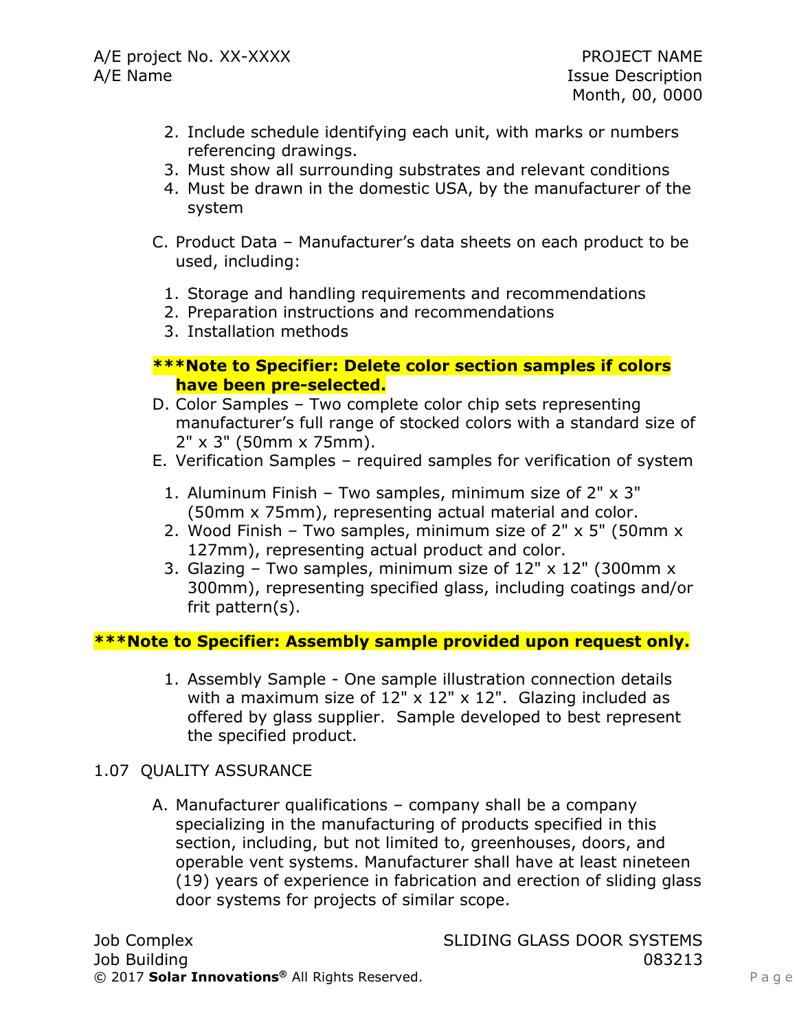2. Include schedule identifying each unit, with marks or numbers referencing drawings.
3. Must show all surrounding substrates and relevant conditions
4. Must be drawn in the domestic USA, by the manufacturer of the system

C. Product Data – Manufacturer's data sheets on each product to be used, including:

1. Storage and handling requirements and recommendations
2. Preparation instructions and recommendations
3. Installation methods

**\*\*\*Note to Specifier: Delete color section samples if colors have been pre-selected.**

D. Color Samples – Two complete color chip sets representing manufacturer's full range of stocked colors with a standard size of 2" x 3" (50mm x 75mm).

E. Verification Samples – required samples for verification of system

1. Aluminum Finish – Two samples, minimum size of 2" x 3" (50mm x 75mm), representing actual material and color.
2. Wood Finish – Two samples, minimum size of 2" x 5" (50mm x 127mm), representing actual product and color.
3. Glazing – Two samples, minimum size of 12" x 12" (300mm x 300mm), representing specified glass, including coatings and/or frit pattern(s).

**\*\*\*Note to Specifier: Assembly sample provided upon request only.**

1. Assembly Sample - One sample illustration connection details with a maximum size of 12" x 12" x 12". Glazing included as offered by glass supplier. Sample developed to best represent the specified product.

## 1.07 QUALITY ASSURANCE

A. Manufacturer qualifications – company shall be a company specializing in the manufacturing of products specified in this section, including, but not limited to, greenhouses, doors, and operable vent systems. Manufacturer shall have at least nineteen (19) years of experience in fabrication and erection of sliding glass door systems for projects of similar scope.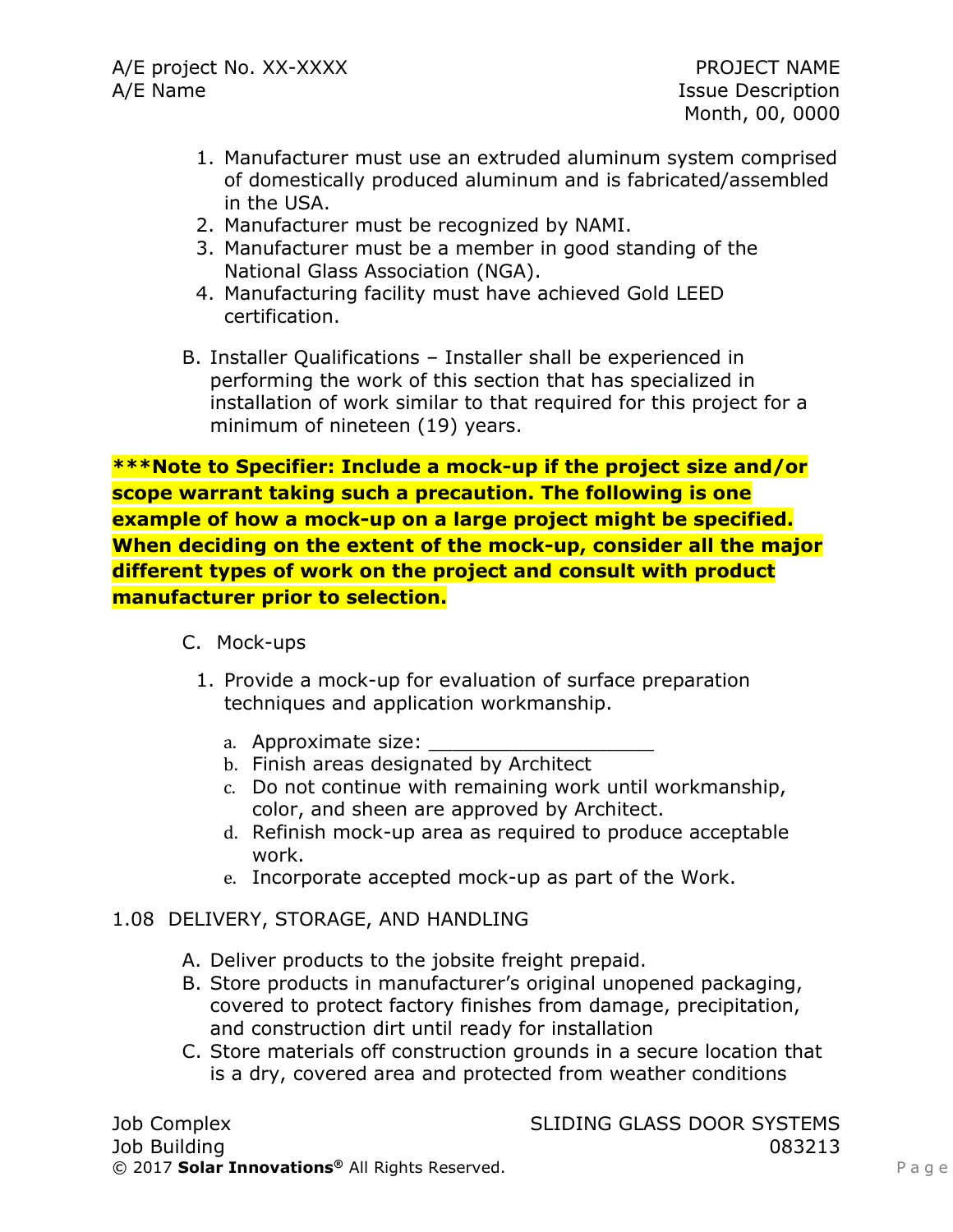1. Manufacturer must use an extruded aluminum system comprised of domestically produced aluminum and is fabricated/assembled in the USA.
2. Manufacturer must be recognized by NAMI.
3. Manufacturer must be a member in good standing of the National Glass Association (NGA).
4. Manufacturing facility must have achieved Gold LEED certification.

B. Installer Qualifications – Installer shall be experienced in performing the work of this section that has specialized in installation of work similar to that required for this project for a minimum of nineteen (19) years.

**\*\*\*Note to Specifier: Include a mock-up if the project size and/or scope warrant taking such a precaution. The following is one example of how a mock-up on a large project might be specified. When deciding on the extent of the mock-up, consider all the major different types of work on the project and consult with product manufacturer prior to selection.**

C. Mock-ups

1. Provide a mock-up for evaluation of surface preparation techniques and application workmanship.
   a. Approximate size: ___________________
   b. Finish areas designated by Architect
   c. Do not continue with remaining work until workmanship, color, and sheen are approved by Architect.
   d. Refinish mock-up area as required to produce acceptable work.
   e. Incorporate accepted mock-up as part of the Work.

1.08 DELIVERY, STORAGE, AND HANDLING

A. Deliver products to the jobsite freight prepaid.
B. Store products in manufacturer's original unopened packaging, covered to protect factory finishes from damage, precipitation, and construction dirt until ready for installation
C. Store materials off construction grounds in a secure location that is a dry, covered area and protected from weather conditions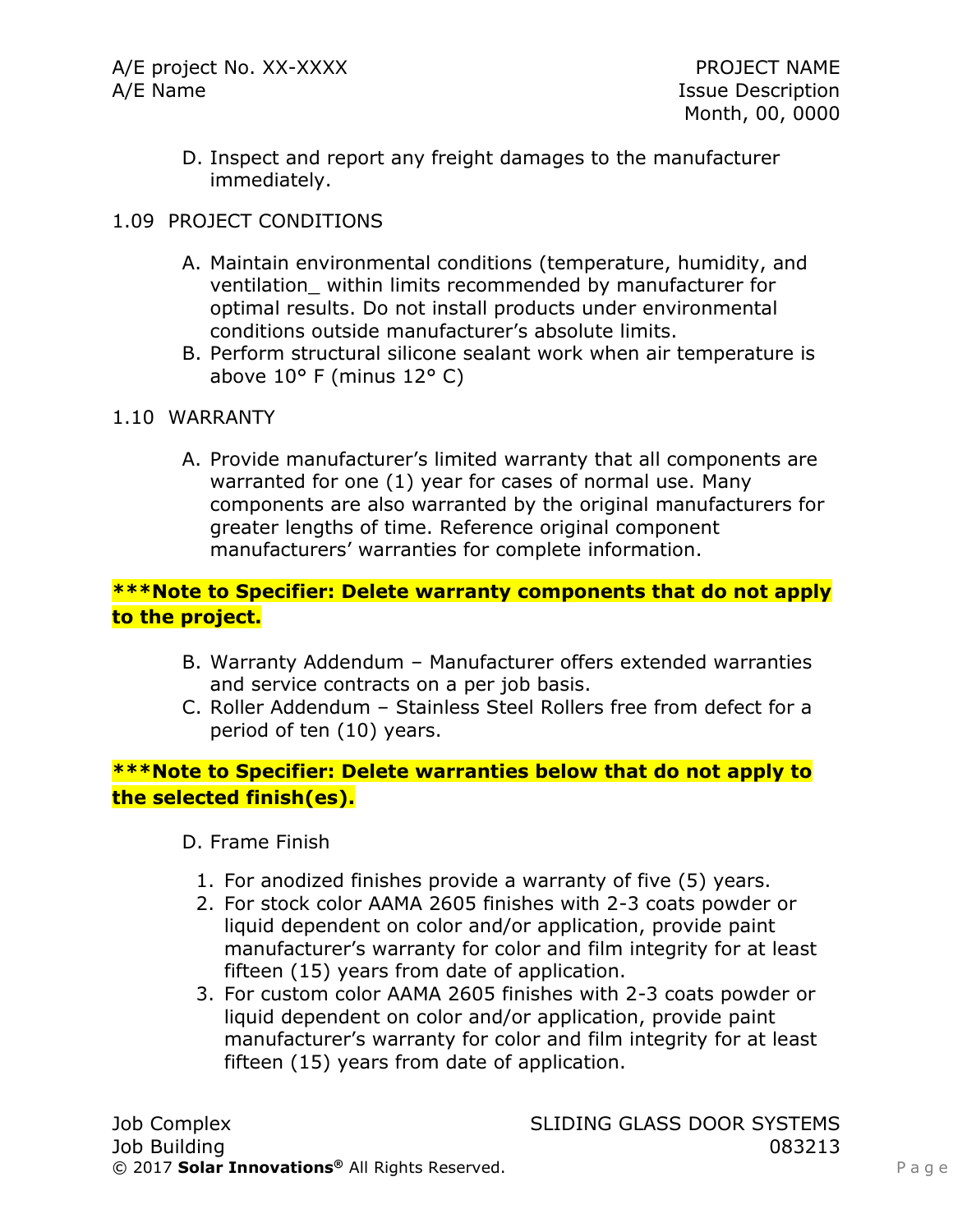D. Inspect and report any freight damages to the manufacturer immediately.

## 1.09 PROJECT CONDITIONS

A. Maintain environmental conditions (temperature, humidity, and ventilation_ within limits recommended by manufacturer for optimal results. Do not install products under environmental conditions outside manufacturer's absolute limits.
B. Perform structural silicone sealant work when air temperature is above 10° F (minus 12° C)

## 1.10 WARRANTY

A. Provide manufacturer's limited warranty that all components are warranted for one (1) year for cases of normal use. Many components are also warranted by the original manufacturers for greater lengths of time. Reference original component manufacturers' warranties for complete information.

**\*\*\*Note to Specifier: Delete warranty components that do not apply to the project.**

B. Warranty Addendum – Manufacturer offers extended warranties and service contracts on a per job basis.
C. Roller Addendum – Stainless Steel Rollers free from defect for a period of ten (10) years.

**\*\*\*Note to Specifier: Delete warranties below that do not apply to the selected finish(es).**

D. Frame Finish
   1. For anodized finishes provide a warranty of five (5) years.
   2. For stock color AAMA 2605 finishes with 2-3 coats powder or liquid dependent on color and/or application, provide paint manufacturer's warranty for color and film integrity for at least fifteen (15) years from date of application.
   3. For custom color AAMA 2605 finishes with 2-3 coats powder or liquid dependent on color and/or application, provide paint manufacturer's warranty for color and film integrity for at least fifteen (15) years from date of application.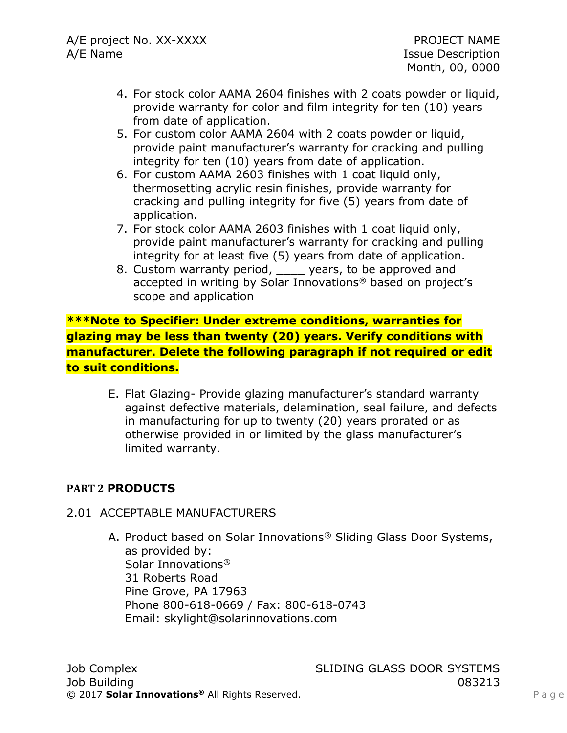4. For stock color AAMA 2604 finishes with 2 coats powder or liquid, provide warranty for color and film integrity for ten (10) years from date of application.
5. For custom color AAMA 2604 with 2 coats powder or liquid, provide paint manufacturer's warranty for cracking and pulling integrity for ten (10) years from date of application.
6. For custom AAMA 2603 finishes with 1 coat liquid only, thermosetting acrylic resin finishes, provide warranty for cracking and pulling integrity for five (5) years from date of application.
7. For stock color AAMA 2603 finishes with 1 coat liquid only, provide paint manufacturer's warranty for cracking and pulling integrity for at least five (5) years from date of application.
8. Custom warranty period, ____ years, to be approved and accepted in writing by Solar Innovations® based on project's scope and application

**\*\*\*Note to Specifier: Under extreme conditions, warranties for glazing may be less than twenty (20) years. Verify conditions with manufacturer. Delete the following paragraph if not required or edit to suit conditions.**

E. Flat Glazing- Provide glazing manufacturer's standard warranty against defective materials, delamination, seal failure, and defects in manufacturing for up to twenty (20) years prorated or as otherwise provided in or limited by the glass manufacturer's limited warranty.

## PART 2 PRODUCTS

### 2.01 ACCEPTABLE MANUFACTURERS

A. Product based on Solar Innovations® Sliding Glass Door Systems, as provided by:
Solar Innovations®
31 Roberts Road
Pine Grove, PA 17963
Phone 800-618-0669 / Fax: 800-618-0743
Email: skylight@solarinnovations.com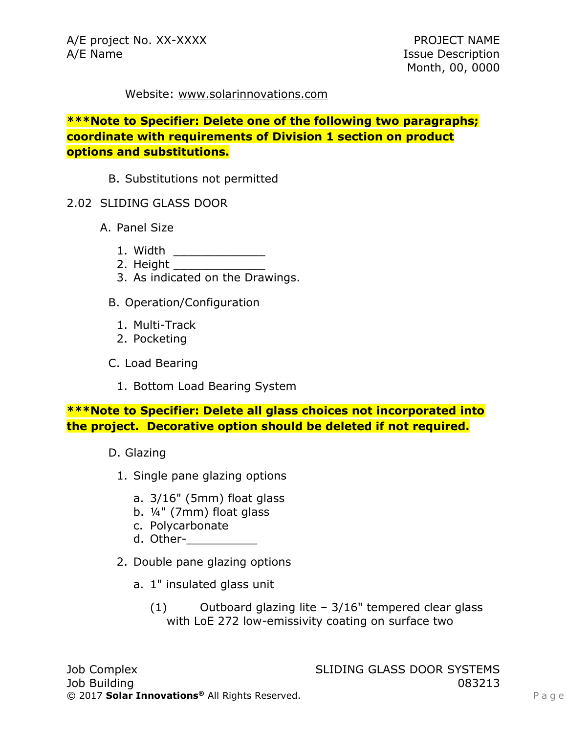Website: www.solarinnovations.com

**\*\*\*Note to Specifier: Delete one of the following two paragraphs; coordinate with requirements of Division 1 section on product options and substitutions.**

B. Substitutions not permitted

2.02 SLIDING GLASS DOOR

A. Panel Size

1. Width _____________
2. Height _____________
3. As indicated on the Drawings.

B. Operation/Configuration

1. Multi-Track
2. Pocketing

C. Load Bearing

1. Bottom Load Bearing System

**\*\*\*Note to Specifier: Delete all glass choices not incorporated into the project. Decorative option should be deleted if not required.**

D. Glazing

1. Single pane glazing options

   a. 3/16" (5mm) float glass
   b. ¼" (7mm) float glass
   c. Polycarbonate
   d. Other-__________

2. Double pane glazing options

   a. 1" insulated glass unit

      (1) Outboard glazing lite – 3/16" tempered clear glass with LoE 272 low-emissivity coating on surface two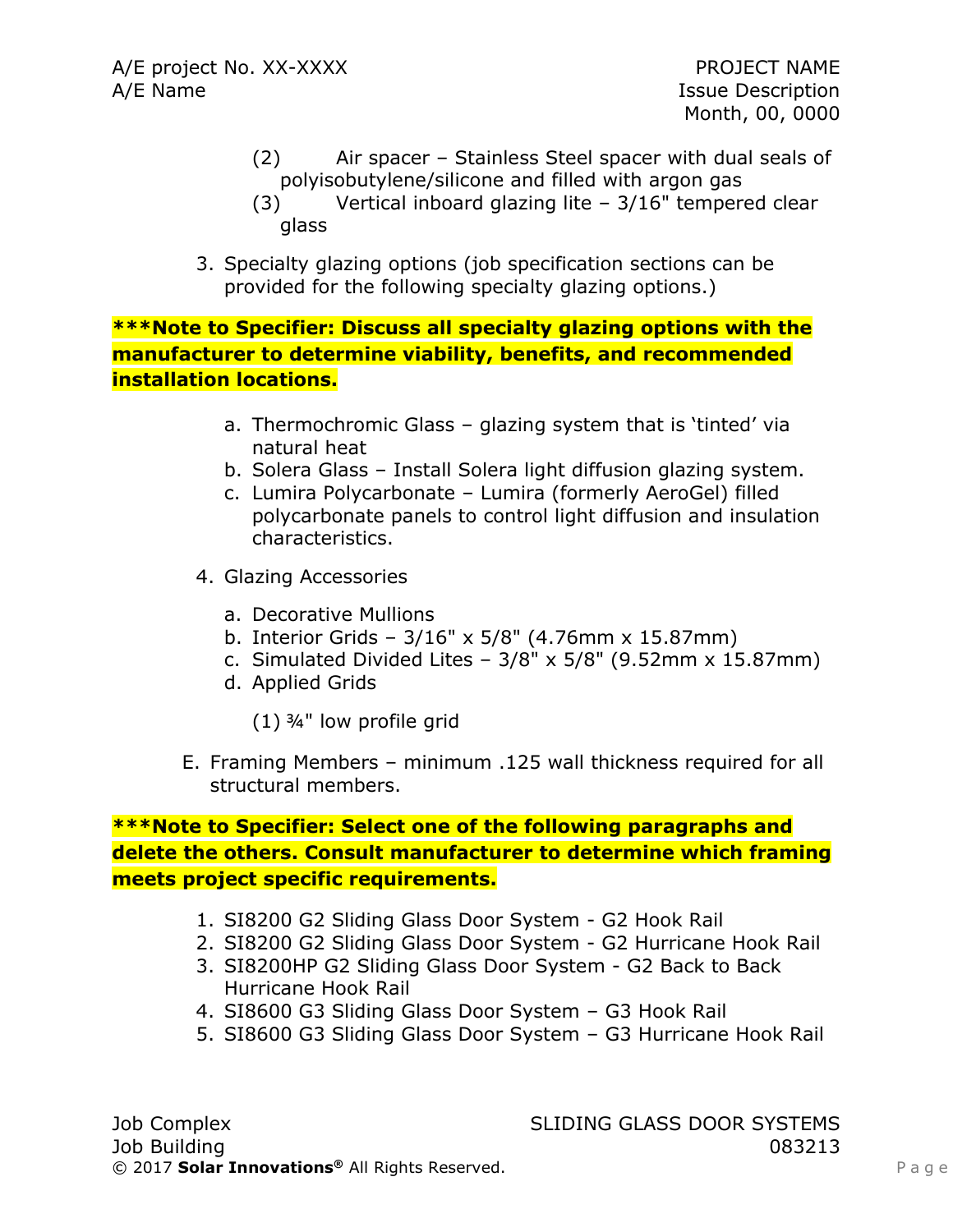(2) Air spacer – Stainless Steel spacer with dual seals of polyisobutylene/silicone and filled with argon gas

(3) Vertical inboard glazing lite – 3/16" tempered clear glass

3. Specialty glazing options (job specification sections can be provided for the following specialty glazing options.)

**\*\*\*Note to Specifier: Discuss all specialty glazing options with the manufacturer to determine viability, benefits, and recommended installation locations.**

a. Thermochromic Glass – glazing system that is 'tinted' via natural heat
b. Solera Glass – Install Solera light diffusion glazing system.
c. Lumira Polycarbonate – Lumira (formerly AeroGel) filled polycarbonate panels to control light diffusion and insulation characteristics.

4. Glazing Accessories

a. Decorative Mullions
b. Interior Grids – 3/16" x 5/8" (4.76mm x 15.87mm)
c. Simulated Divided Lites – 3/8" x 5/8" (9.52mm x 15.87mm)
d. Applied Grids

(1) ¾" low profile grid

E. Framing Members – minimum .125 wall thickness required for all structural members.

**\*\*\*Note to Specifier: Select one of the following paragraphs and delete the others. Consult manufacturer to determine which framing meets project specific requirements.**

1. SI8200 G2 Sliding Glass Door System - G2 Hook Rail
2. SI8200 G2 Sliding Glass Door System - G2 Hurricane Hook Rail
3. SI8200HP G2 Sliding Glass Door System - G2 Back to Back Hurricane Hook Rail
4. SI8600 G3 Sliding Glass Door System – G3 Hook Rail
5. SI8600 G3 Sliding Glass Door System – G3 Hurricane Hook Rail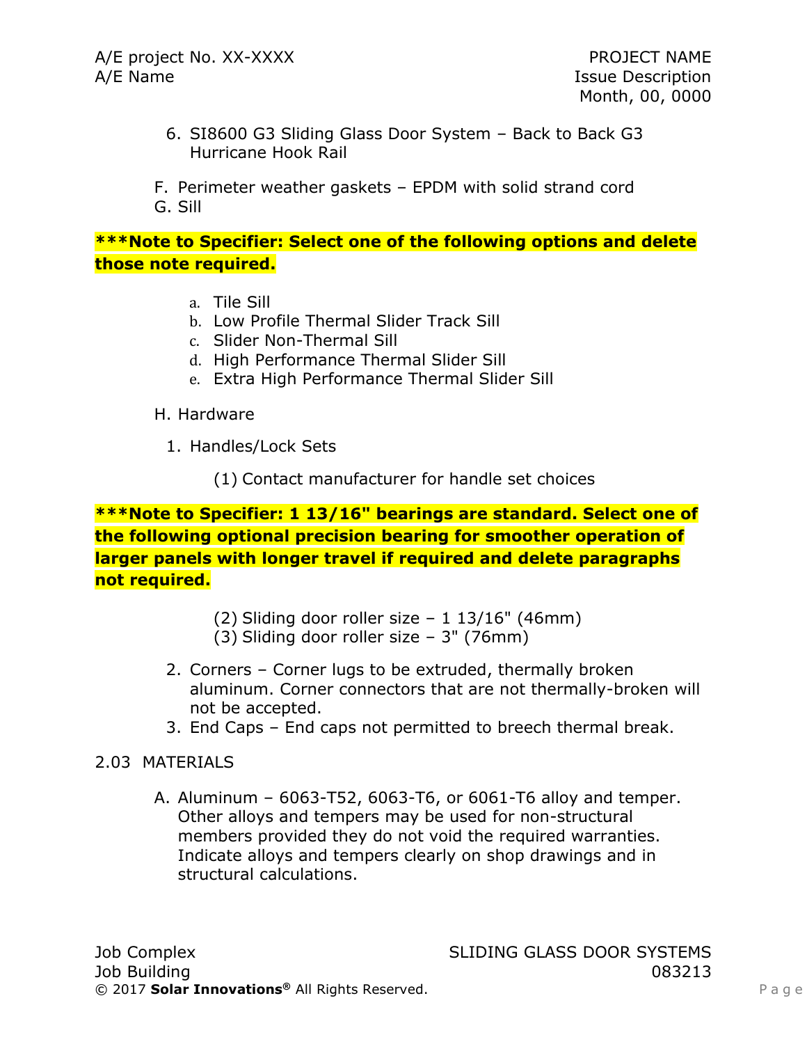6. SI8600 G3 Sliding Glass Door System – Back to Back G3 Hurricane Hook Rail

F. Perimeter weather gaskets – EPDM with solid strand cord

G. Sill

**\*\*\*Note to Specifier: Select one of the following options and delete those note required.**

a. Tile Sill
b. Low Profile Thermal Slider Track Sill
c. Slider Non-Thermal Sill
d. High Performance Thermal Slider Sill
e. Extra High Performance Thermal Slider Sill

H. Hardware

1. Handles/Lock Sets

(1) Contact manufacturer for handle set choices

**\*\*\*Note to Specifier: 1 13/16" bearings are standard. Select one of the following optional precision bearing for smoother operation of larger panels with longer travel if required and delete paragraphs not required.**

(2) Sliding door roller size – 1 13/16" (46mm)
(3) Sliding door roller size – 3" (76mm)

2. Corners – Corner lugs to be extruded, thermally broken aluminum. Corner connectors that are not thermally-broken will not be accepted.
3. End Caps – End caps not permitted to breech thermal break.

## 2.03 MATERIALS

A. Aluminum – 6063-T52, 6063-T6, or 6061-T6 alloy and temper. Other alloys and tempers may be used for non-structural members provided they do not void the required warranties. Indicate alloys and tempers clearly on shop drawings and in structural calculations.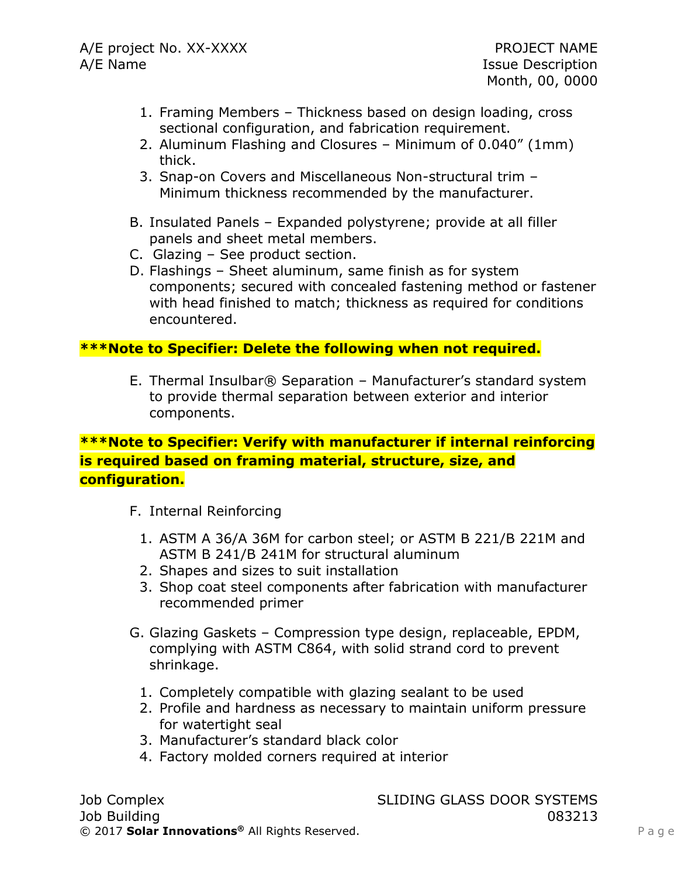1. Framing Members – Thickness based on design loading, cross sectional configuration, and fabrication requirement.
2. Aluminum Flashing and Closures – Minimum of 0.040" (1mm) thick.
3. Snap-on Covers and Miscellaneous Non-structural trim – Minimum thickness recommended by the manufacturer.

B. Insulated Panels – Expanded polystyrene; provide at all filler panels and sheet metal members.

C. Glazing – See product section.

D. Flashings – Sheet aluminum, same finish as for system components; secured with concealed fastening method or fastener with head finished to match; thickness as required for conditions encountered.

**\*\*\*Note to Specifier: Delete the following when not required.**

E. Thermal Insulbar® Separation – Manufacturer's standard system to provide thermal separation between exterior and interior components.

**\*\*\*Note to Specifier: Verify with manufacturer if internal reinforcing is required based on framing material, structure, size, and configuration.**

F. Internal Reinforcing

1. ASTM A 36/A 36M for carbon steel; or ASTM B 221/B 221M and ASTM B 241/B 241M for structural aluminum
2. Shapes and sizes to suit installation
3. Shop coat steel components after fabrication with manufacturer recommended primer

G. Glazing Gaskets – Compression type design, replaceable, EPDM, complying with ASTM C864, with solid strand cord to prevent shrinkage.

1. Completely compatible with glazing sealant to be used
2. Profile and hardness as necessary to maintain uniform pressure for watertight seal
3. Manufacturer's standard black color
4. Factory molded corners required at interior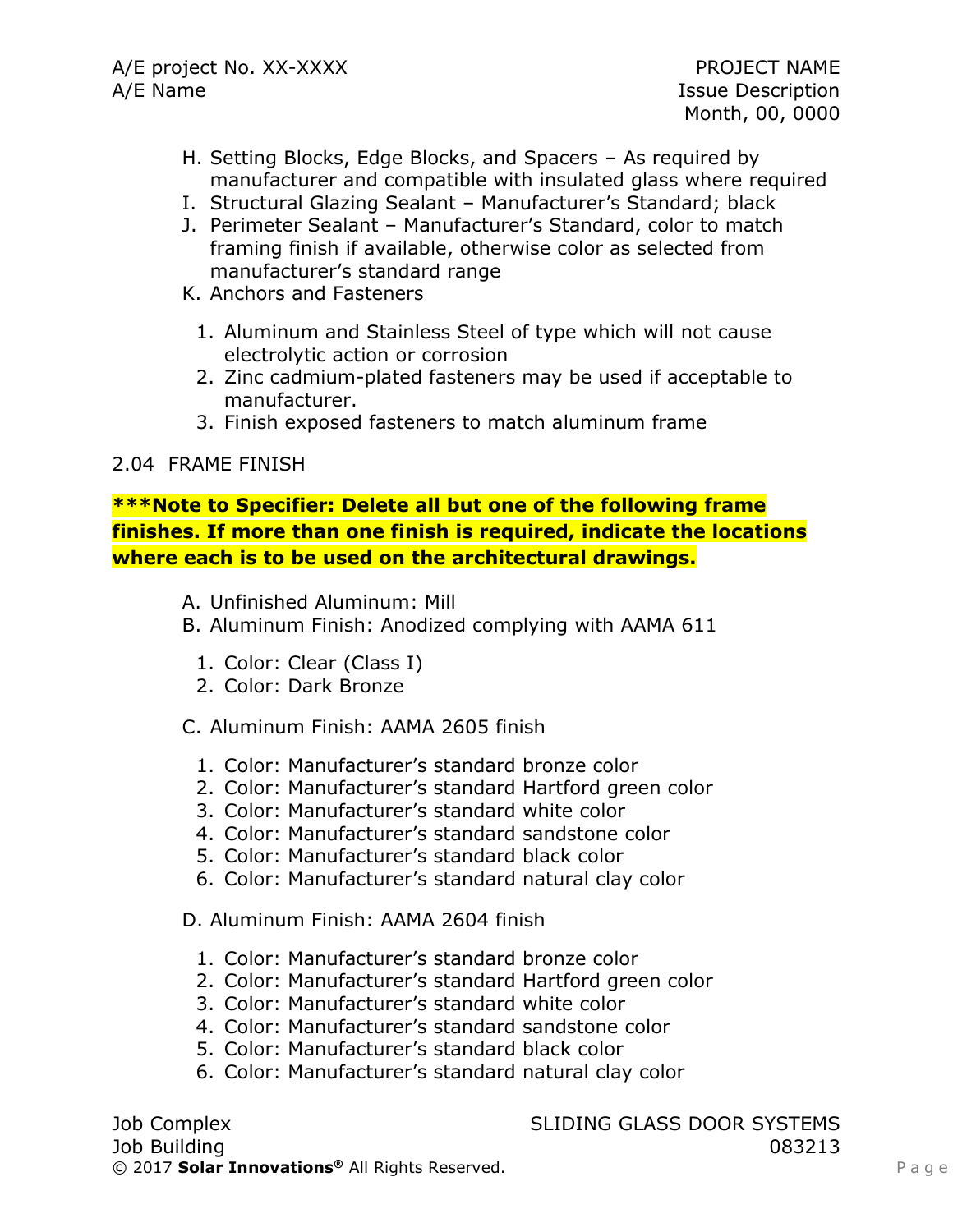H. Setting Blocks, Edge Blocks, and Spacers – As required by manufacturer and compatible with insulated glass where required
I. Structural Glazing Sealant – Manufacturer's Standard; black
J. Perimeter Sealant – Manufacturer's Standard, color to match framing finish if available, otherwise color as selected from manufacturer's standard range
K. Anchors and Fasteners
   1. Aluminum and Stainless Steel of type which will not cause electrolytic action or corrosion
   2. Zinc cadmium-plated fasteners may be used if acceptable to manufacturer.
   3. Finish exposed fasteners to match aluminum frame

## 2.04 FRAME FINISH

**\*\*\*Note to Specifier: Delete all but one of the following frame finishes. If more than one finish is required, indicate the locations where each is to be used on the architectural drawings.**

A. Unfinished Aluminum: Mill
B. Aluminum Finish: Anodized complying with AAMA 611
   1. Color: Clear (Class I)
   2. Color: Dark Bronze

C. Aluminum Finish: AAMA 2605 finish
   1. Color: Manufacturer's standard bronze color
   2. Color: Manufacturer's standard Hartford green color
   3. Color: Manufacturer's standard white color
   4. Color: Manufacturer's standard sandstone color
   5. Color: Manufacturer's standard black color
   6. Color: Manufacturer's standard natural clay color

D. Aluminum Finish: AAMA 2604 finish
   1. Color: Manufacturer's standard bronze color
   2. Color: Manufacturer's standard Hartford green color
   3. Color: Manufacturer's standard white color
   4. Color: Manufacturer's standard sandstone color
   5. Color: Manufacturer's standard black color
   6. Color: Manufacturer's standard natural clay color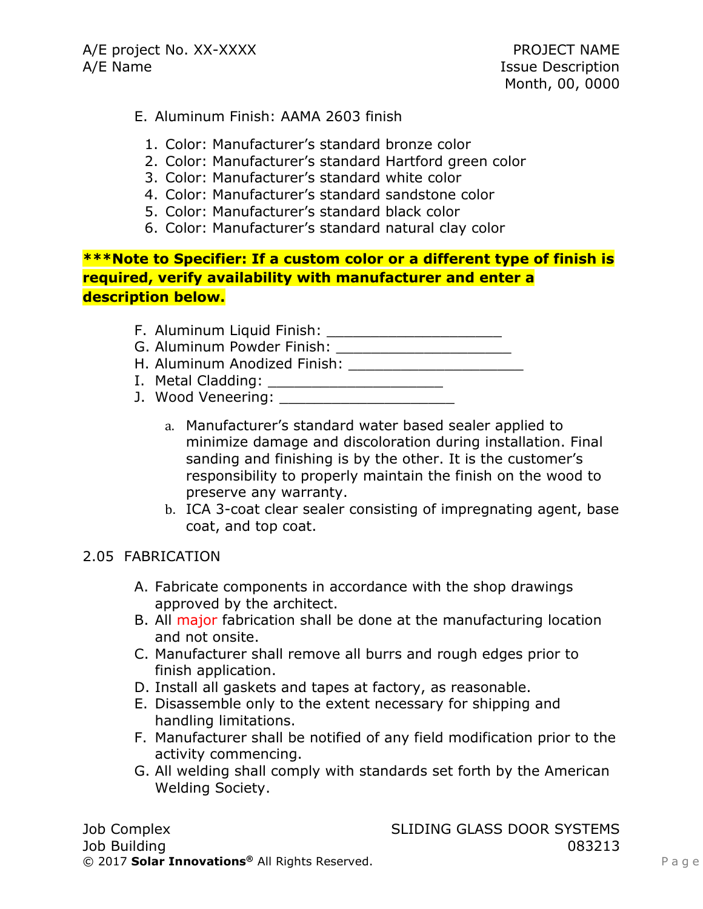E. Aluminum Finish: AAMA 2603 finish

1. Color: Manufacturer’s standard bronze color
2. Color: Manufacturer’s standard Hartford green color
3. Color: Manufacturer’s standard white color
4. Color: Manufacturer’s standard sandstone color
5. Color: Manufacturer’s standard black color
6. Color: Manufacturer’s standard natural clay color

**\*\*\*Note to Specifier: If a custom color or a different type of finish is required, verify availability with manufacturer and enter a description below.**

F. Aluminum Liquid Finish: ____________________
G. Aluminum Powder Finish: ____________________
H. Aluminum Anodized Finish: ____________________
I. Metal Cladding: ____________________
J. Wood Veneering: ____________________

a. Manufacturer’s standard water based sealer applied to minimize damage and discoloration during installation. Final sanding and finishing is by the other. It is the customer’s responsibility to properly maintain the finish on the wood to preserve any warranty.
b. ICA 3-coat clear sealer consisting of impregnating agent, base coat, and top coat.

## 2.05 FABRICATION

A. Fabricate components in accordance with the shop drawings approved by the architect.
B. All major fabrication shall be done at the manufacturing location and not onsite.
C. Manufacturer shall remove all burrs and rough edges prior to finish application.
D. Install all gaskets and tapes at factory, as reasonable.
E. Disassemble only to the extent necessary for shipping and handling limitations.
F. Manufacturer shall be notified of any field modification prior to the activity commencing.
G. All welding shall comply with standards set forth by the American Welding Society.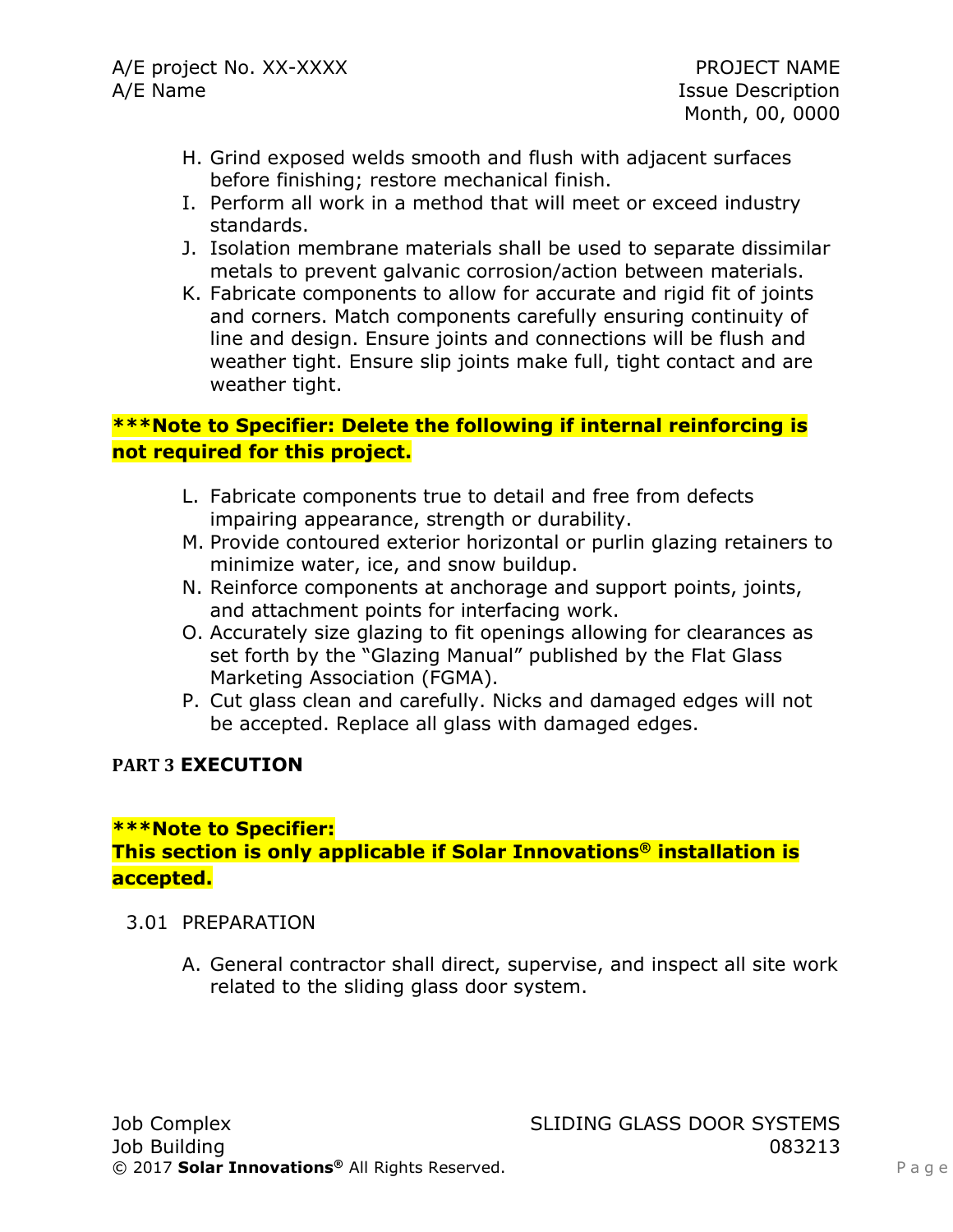H. Grind exposed welds smooth and flush with adjacent surfaces before finishing; restore mechanical finish.
I. Perform all work in a method that will meet or exceed industry standards.
J. Isolation membrane materials shall be used to separate dissimilar metals to prevent galvanic corrosion/action between materials.
K. Fabricate components to allow for accurate and rigid fit of joints and corners. Match components carefully ensuring continuity of line and design. Ensure joints and connections will be flush and weather tight. Ensure slip joints make full, tight contact and are weather tight.

**\*\*\*Note to Specifier: Delete the following if internal reinforcing is not required for this project.**

L. Fabricate components true to detail and free from defects impairing appearance, strength or durability.
M. Provide contoured exterior horizontal or purlin glazing retainers to minimize water, ice, and snow buildup.
N. Reinforce components at anchorage and support points, joints, and attachment points for interfacing work.
O. Accurately size glazing to fit openings allowing for clearances as set forth by the "Glazing Manual" published by the Flat Glass Marketing Association (FGMA).
P. Cut glass clean and carefully. Nicks and damaged edges will not be accepted. Replace all glass with damaged edges.

## PART 3 EXECUTION

**\*\*\*Note to Specifier:**
**This section is only applicable if Solar Innovations® installation is accepted.**

### 3.01 PREPARATION

A. General contractor shall direct, supervise, and inspect all site work related to the sliding glass door system.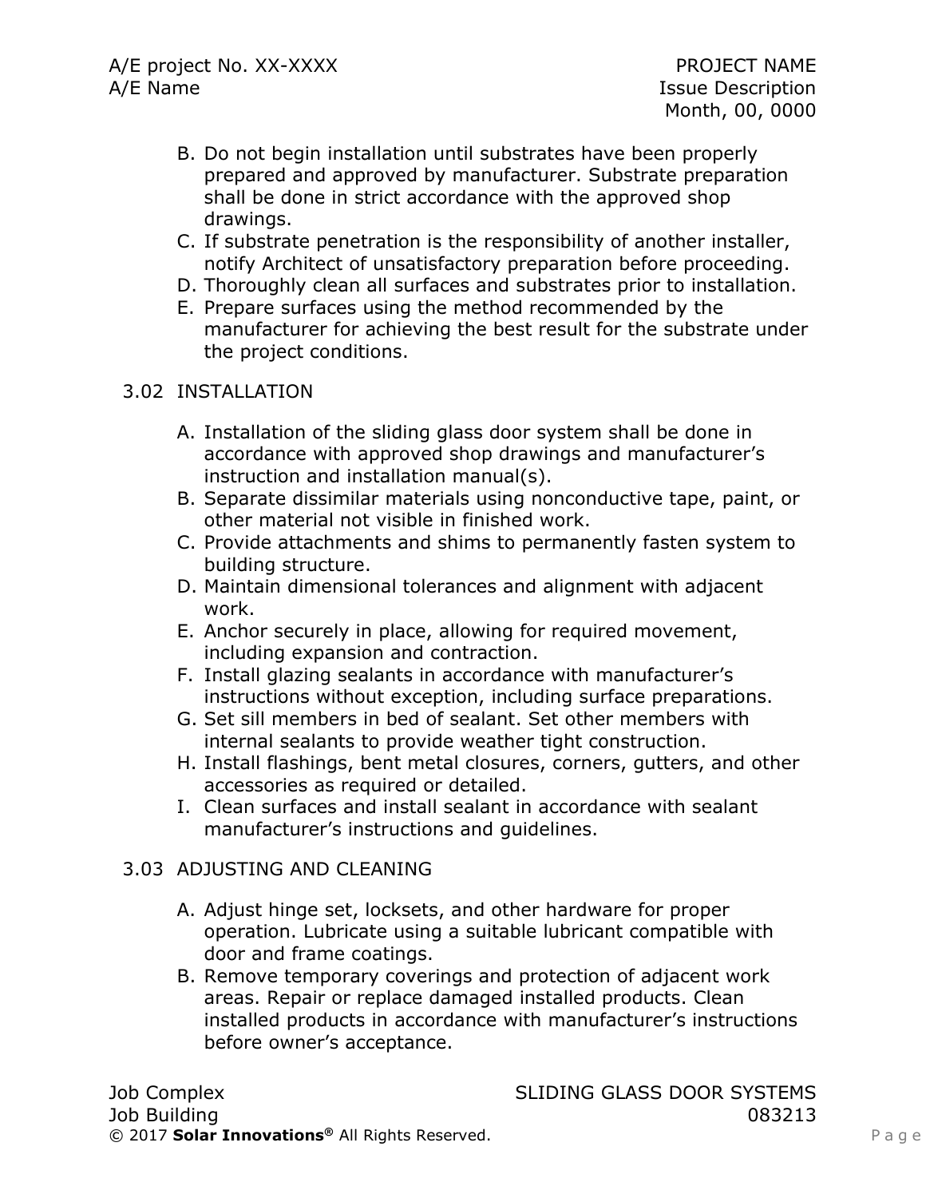B. Do not begin installation until substrates have been properly prepared and approved by manufacturer. Substrate preparation shall be done in strict accordance with the approved shop drawings.
C. If substrate penetration is the responsibility of another installer, notify Architect of unsatisfactory preparation before proceeding.
D. Thoroughly clean all surfaces and substrates prior to installation.
E. Prepare surfaces using the method recommended by the manufacturer for achieving the best result for the substrate under the project conditions.

## 3.02 INSTALLATION

A. Installation of the sliding glass door system shall be done in accordance with approved shop drawings and manufacturer's instruction and installation manual(s).
B. Separate dissimilar materials using nonconductive tape, paint, or other material not visible in finished work.
C. Provide attachments and shims to permanently fasten system to building structure.
D. Maintain dimensional tolerances and alignment with adjacent work.
E. Anchor securely in place, allowing for required movement, including expansion and contraction.
F. Install glazing sealants in accordance with manufacturer's instructions without exception, including surface preparations.
G. Set sill members in bed of sealant. Set other members with internal sealants to provide weather tight construction.
H. Install flashings, bent metal closures, corners, gutters, and other accessories as required or detailed.
I. Clean surfaces and install sealant in accordance with sealant manufacturer's instructions and guidelines.

## 3.03 ADJUSTING AND CLEANING

A. Adjust hinge set, locksets, and other hardware for proper operation. Lubricate using a suitable lubricant compatible with door and frame coatings.
B. Remove temporary coverings and protection of adjacent work areas. Repair or replace damaged installed products. Clean installed products in accordance with manufacturer's instructions before owner's acceptance.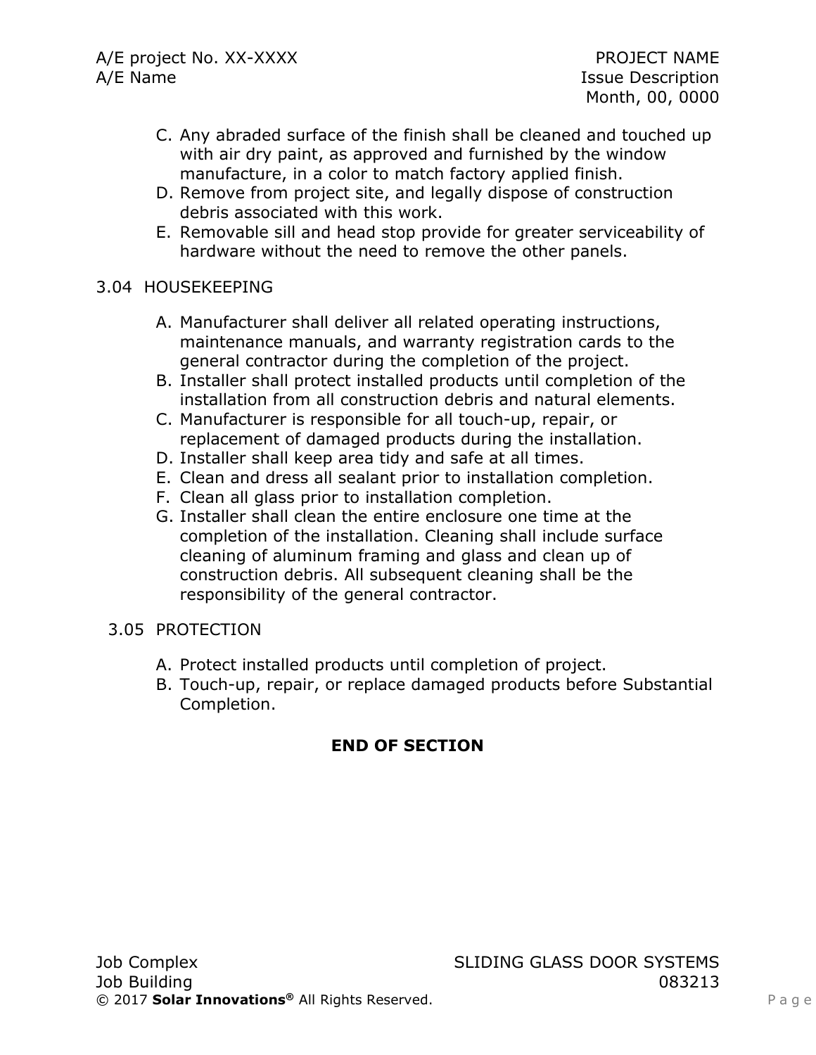C. Any abraded surface of the finish shall be cleaned and touched up with air dry paint, as approved and furnished by the window manufacture, in a color to match factory applied finish.
D. Remove from project site, and legally dispose of construction debris associated with this work.
E. Removable sill and head stop provide for greater serviceability of hardware without the need to remove the other panels.

## 3.04 HOUSEKEEPING

A. Manufacturer shall deliver all related operating instructions, maintenance manuals, and warranty registration cards to the general contractor during the completion of the project.
B. Installer shall protect installed products until completion of the installation from all construction debris and natural elements.
C. Manufacturer is responsible for all touch-up, repair, or replacement of damaged products during the installation.
D. Installer shall keep area tidy and safe at all times.
E. Clean and dress all sealant prior to installation completion.
F. Clean all glass prior to installation completion.
G. Installer shall clean the entire enclosure one time at the completion of the installation. Cleaning shall include surface cleaning of aluminum framing and glass and clean up of construction debris. All subsequent cleaning shall be the responsibility of the general contractor.

## 3.05 PROTECTION

A. Protect installed products until completion of project.
B. Touch-up, repair, or replace damaged products before Substantial Completion.

**END OF SECTION**